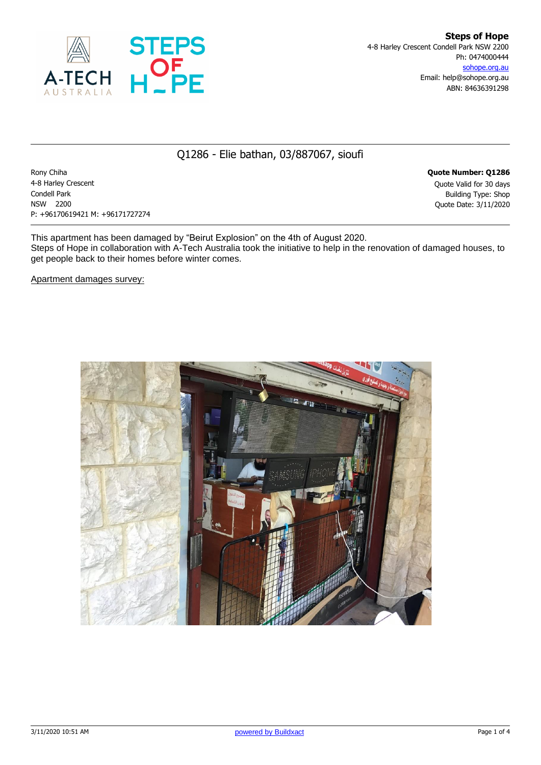**Steps of Hope**
4-8 Harley Crescent Condell Park NSW 2200
Ph: 0474000444
sohope.org.au
Email: help@sohope.org.au
ABN: 84636391298

# Q1286 - Elie bathan, 03/887067, sioufi

Rony Chiha
4-8 Harley Crescent
Condell Park
NSW 2200
P: +96170619421 M: +96171727274

**Quote Number: Q1286**
Quote Valid for 30 days
Building Type: Shop
Quote Date: 3/11/2020

This apartment has been damaged by "Beirut Explosion" on the 4th of August 2020.
Steps of Hope in collaboration with A-Tech Australia took the initiative to help in the renovation of damaged houses, to get people back to their homes before winter comes.

Apartment damages survey: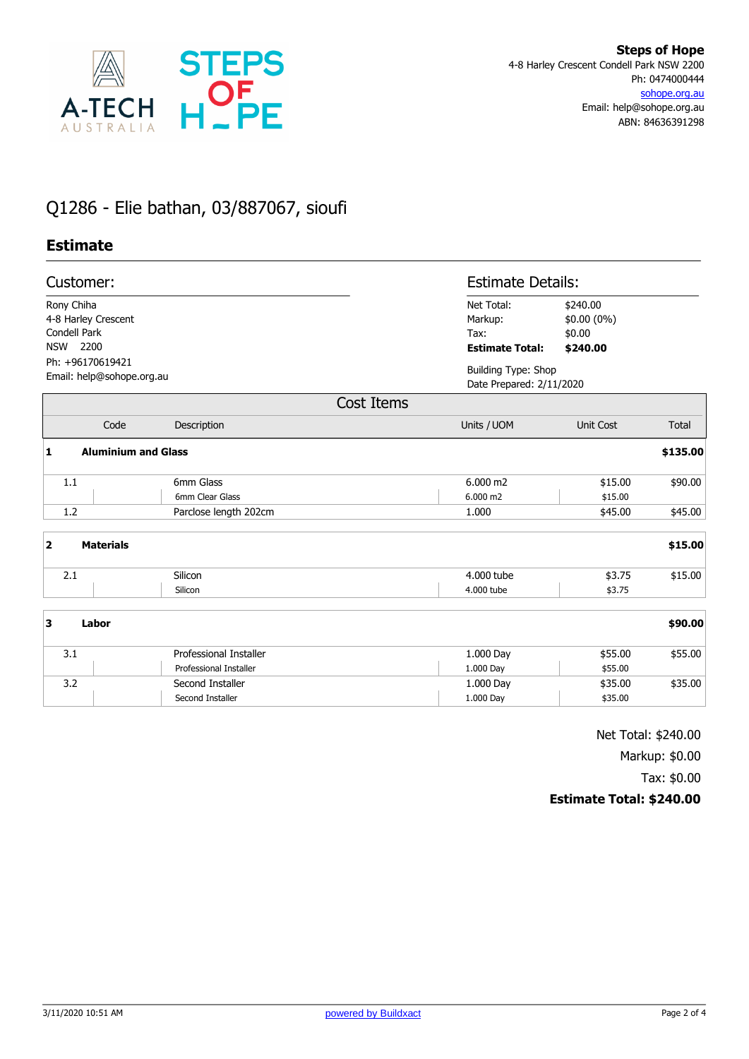**Steps of Hope**
4-8 Harley Crescent Condell Park NSW 2200
Ph: 0474000444
sohope.org.au
Email: help@sohope.org.au
ABN: 84636391298

# Q1286 - Elie bathan, 03/887067, sioufi

## Estimate

### Customer:

Rony Chiha
4-8 Harley Crescent
Condell Park
NSW 2200
Ph: +96170619421
Email: help@sohope.org.au

### Estimate Details:

| | |
|---|---|
| Net Total: | $240.00 |
| Markup: | $0.00 (0%) |
| Tax: | $0.00 |
| **Estimate Total:** | **$240.00** |

Building Type: Shop
Date Prepared: 2/11/2020

### Cost Items

| | Code | Description | Units / UOM | Unit Cost | Total |
|---|---|---|---|---|---|
| **1** | | **Aluminium and Glass** | | | **$135.00** |
| 1.1 | | 6mm Glass | 6.000 m2 | $15.00 | $90.00 |
| | | 6mm Clear Glass | 6.000 m2 | $15.00 | |
| 1.2 | | Parclose length 202cm | 1.000 | $45.00 | $45.00 |
| **2** | | **Materials** | | | **$15.00** |
| 2.1 | | Silicon | 4.000 tube | $3.75 | $15.00 |
| | | Silicon | 4.000 tube | $3.75 | |
| **3** | | **Labor** | | | **$90.00** |
| 3.1 | | Professional Installer | 1.000 Day | $55.00 | $55.00 |
| | | Professional Installer | 1.000 Day | $55.00 | |
| 3.2 | | Second Installer | 1.000 Day | $35.00 | $35.00 |
| | | Second Installer | 1.000 Day | $35.00 | |

Net Total: $240.00
Markup: $0.00
Tax: $0.00
**Estimate Total: $240.00**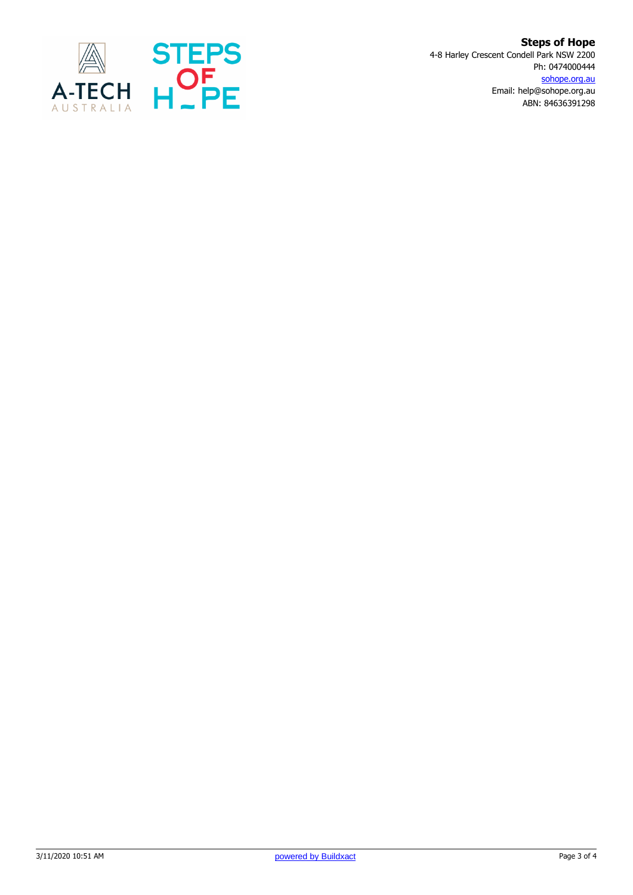**Steps of Hope**
4-8 Harley Crescent Condell Park NSW 2200
Ph: 0474000444
sohope.org.au
Email: help@sohope.org.au
ABN: 84636391298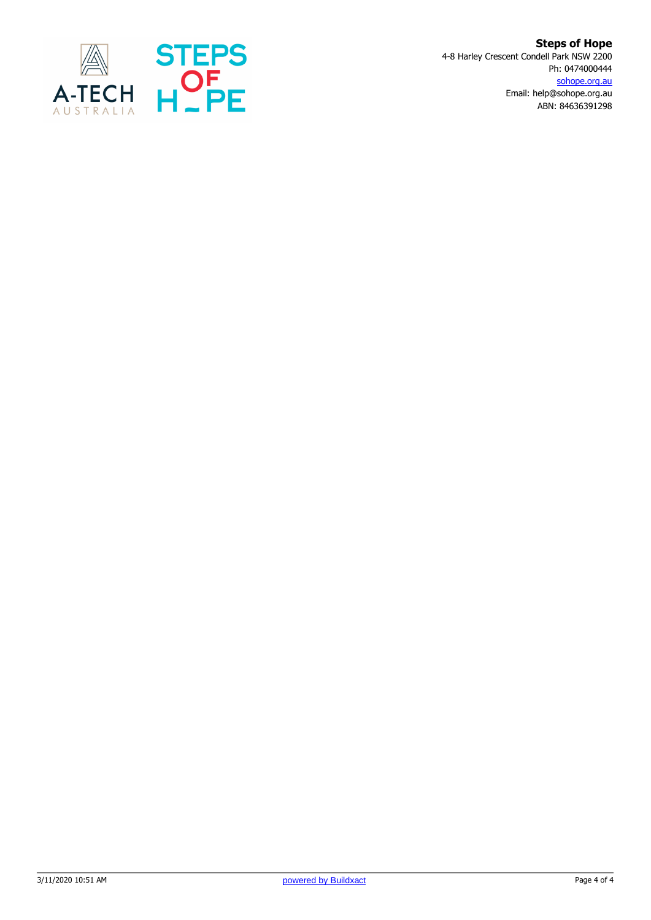**Steps of Hope**
4-8 Harley Crescent Condell Park NSW 2200
Ph: 0474000444
sohope.org.au
Email: help@sohope.org.au
ABN: 84636391298